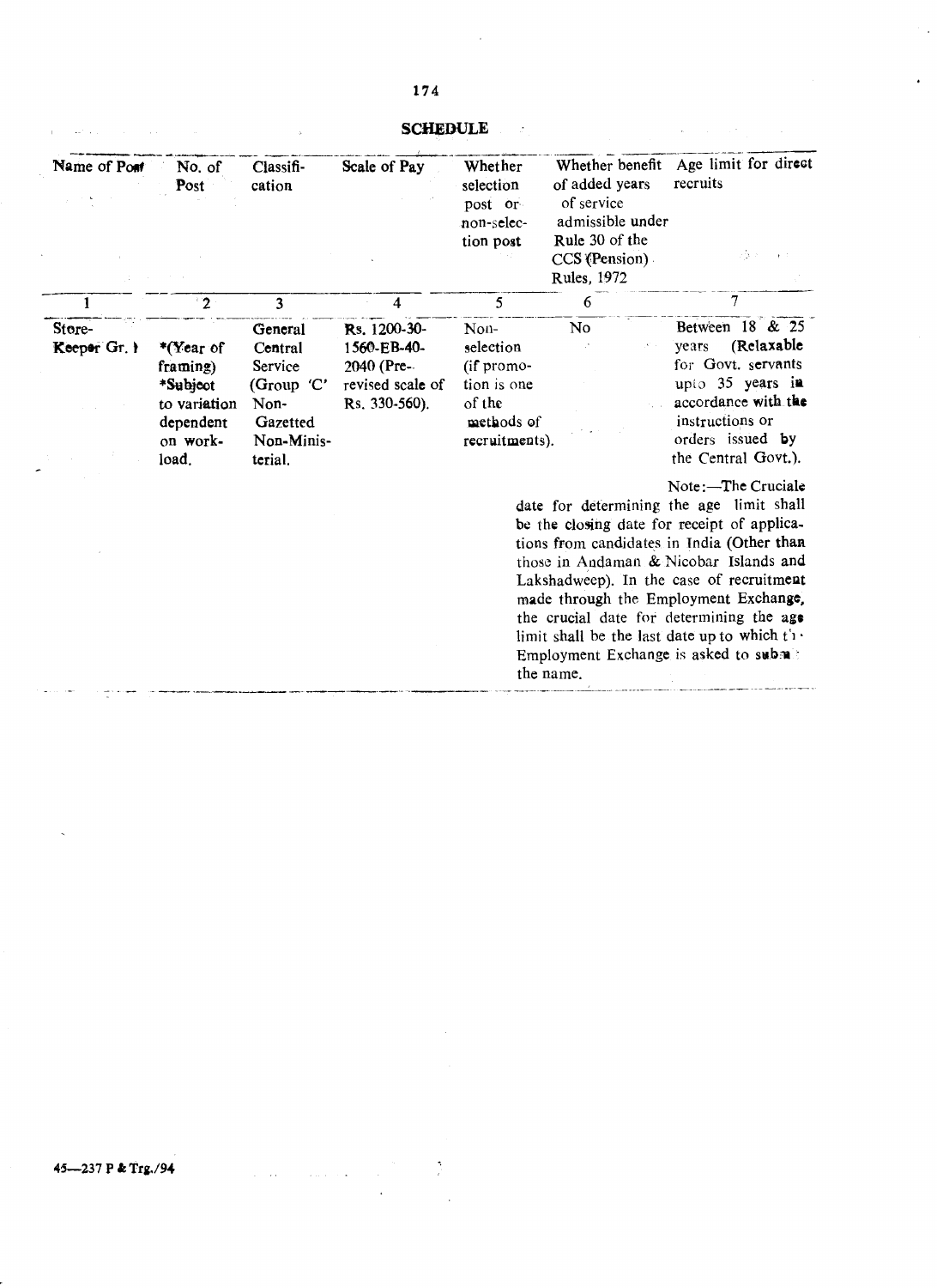**SCHEDULE**

| Name of Post | No. of Post | Classification | Scale of Pay | Whether selection post or non-selection post | Whether benefit of added years of service admissible under Rule 30 of the CCS (Pension) Rules, 1972 | Age limit for direct recruits |
|---|---|---|---|---|---|---|
| 1 | 2 | 3 | 4 | 5 | 6 | 7 |
| Store-Keeper Gr. I | *(Year of framing) *Subject to variation dependent on work-load. | General Central Service (Group 'C' Non-Gazetted Non-Ministerial. | Rs. 1200-30-1560-EB-40-2040 (Pre-revised scale of Rs. 330-560). | Non-selection (if promotion is one of the methods of recruitments). | No | Between 18 & 25 years (Relaxable for Govt. servants upto 35 years in accordance with the instructions or orders issued by the Central Govt.).<br><br>Note:—The Cruciale date for determining the age limit shall be the closing date for receipt of applications from candidates in India (Other than those in Andaman & Nicobar Islands and Lakshadweep). In the case of recruitment made through the Employment Exchange, the crucial date for determining the age limit shall be the last date up to which the Employment Exchange is asked to submit the name. |

45—237 P & Trg./94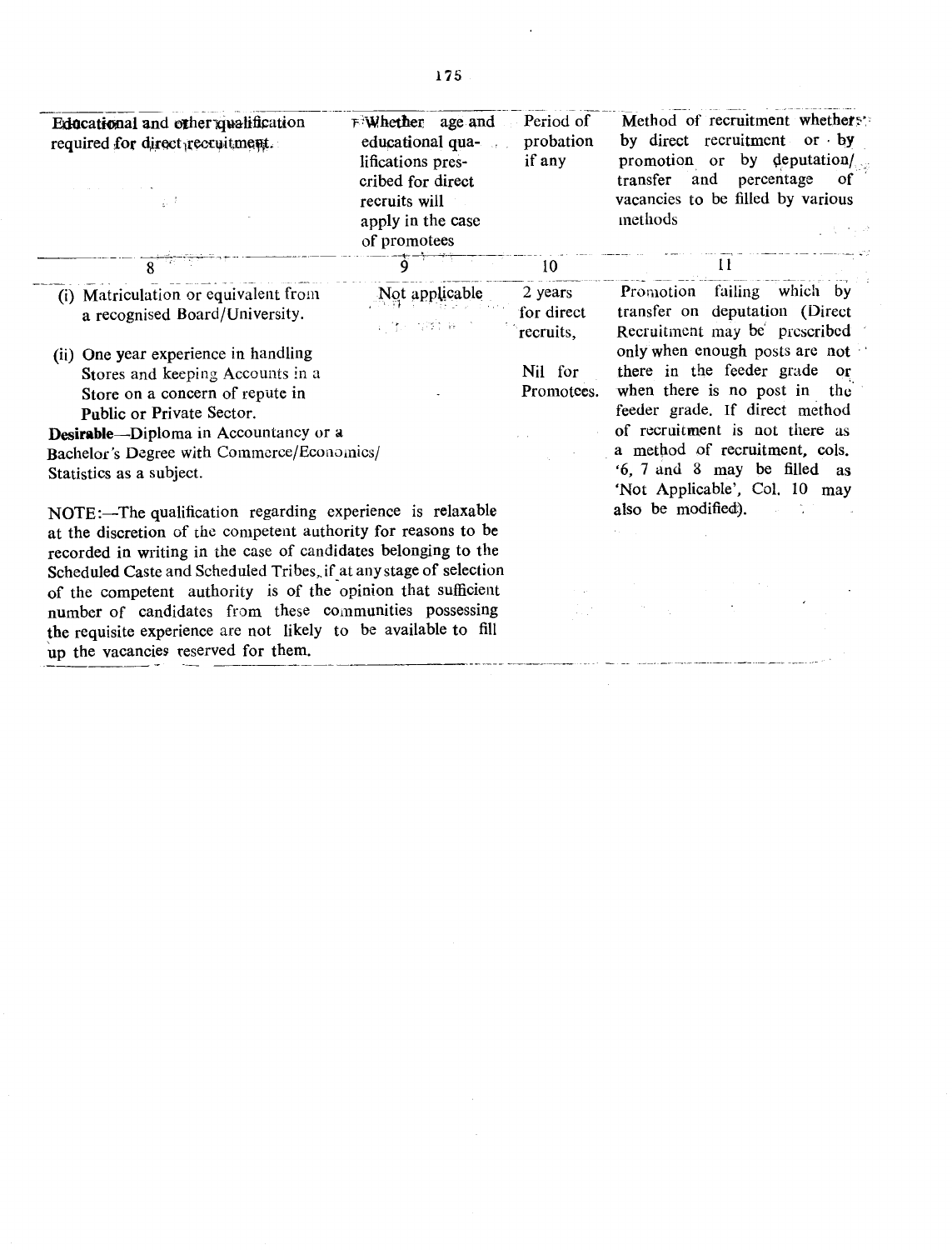| Educational and other qualification required for direct recruitment. | Whether age and educational qualifications prescribed for direct recruits will apply in the case of promotees | Period of probation if any | Method of recruitment whether by direct recruitment or by promotion or by deputation/transfer and percentage of vacancies to be filled by various methods |
|---|---|---|---|
| 8 | 9 | 10 | 11 |
| (i) Matriculation or equivalent from a recognised Board/University.<br><br>(ii) One year experience in handling Stores and keeping Accounts in a Store on a concern of repute in Public or Private Sector.<br>**Desirable**—Diploma in Accountancy or a Bachelor's Degree with Commerce/Economics/ Statistics as a subject.<br><br>NOTE:—The qualification regarding experience is relaxable at the discretion of the competent authority for reasons to be recorded in writing in the case of candidates belonging to the Scheduled Caste and Scheduled Tribes, if at any stage of selection of the competent authority is of the opinion that sufficient number of candidates from these communities possessing the requisite experience are not likely to be available to fill up the vacancies reserved for them. | Not applicable | 2 years for direct recruits,<br><br>Nil for Promotees. | Promotion failing which by transfer on deputation (Direct Recruitment may be prescribed only when enough posts are not there in the feeder grade or when there is no post in the feeder grade. If direct method of recruitment is not there as a method of recruitment, cols. '6, 7 and 8 may be filled as 'Not Applicable', Col. 10 may also be modified). |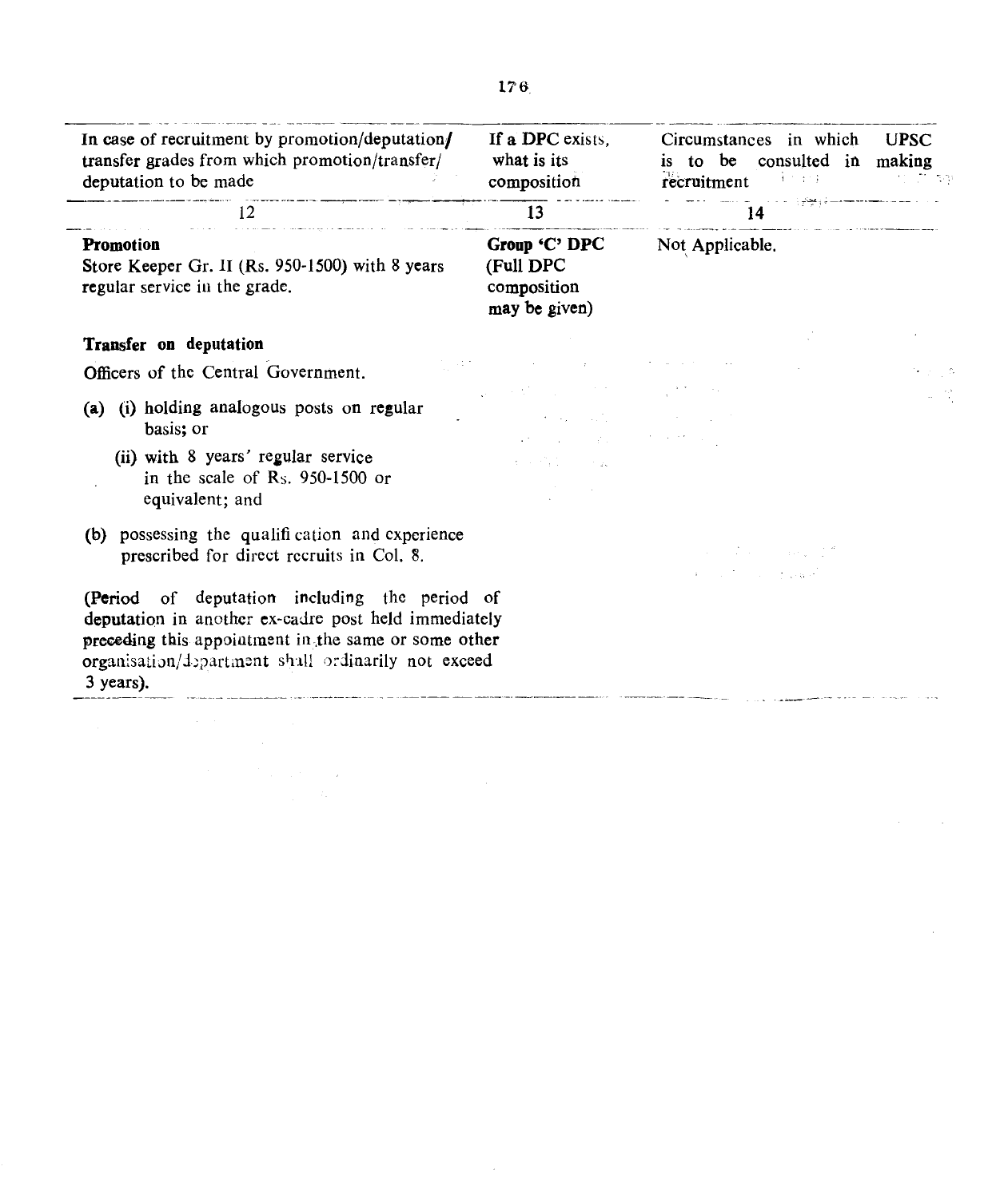| In case of recruitment by promotion/deputation/ transfer grades from which promotion/transfer/ deputation to be made | If a DPC exists, what is its composition | Circumstances in which UPSC is to be consulted in making recruitment |
|---|---|---|
| 12 | 13 | 14 |
| **Promotion**<br>Store Keeper Gr. II (Rs. 950-1500) with 8 years regular service in the grade.<br><br>**Transfer on deputation**<br>Officers of the Central Government.<br>(a) (i) holding analogous posts on regular basis; or<br>(ii) with 8 years' regular service in the scale of Rs. 950-1500 or equivalent; and<br>(b) possessing the qualification and experience prescribed for direct recruits in Col. 8.<br><br>(Period of deputation including the period of deputation in another ex-cadre post held immediately preceding this appointment in the same or some other organisation/department shall ordinarily not exceed 3 years). | **Group 'C' DPC (Full DPC composition may be given)** | Not Applicable. |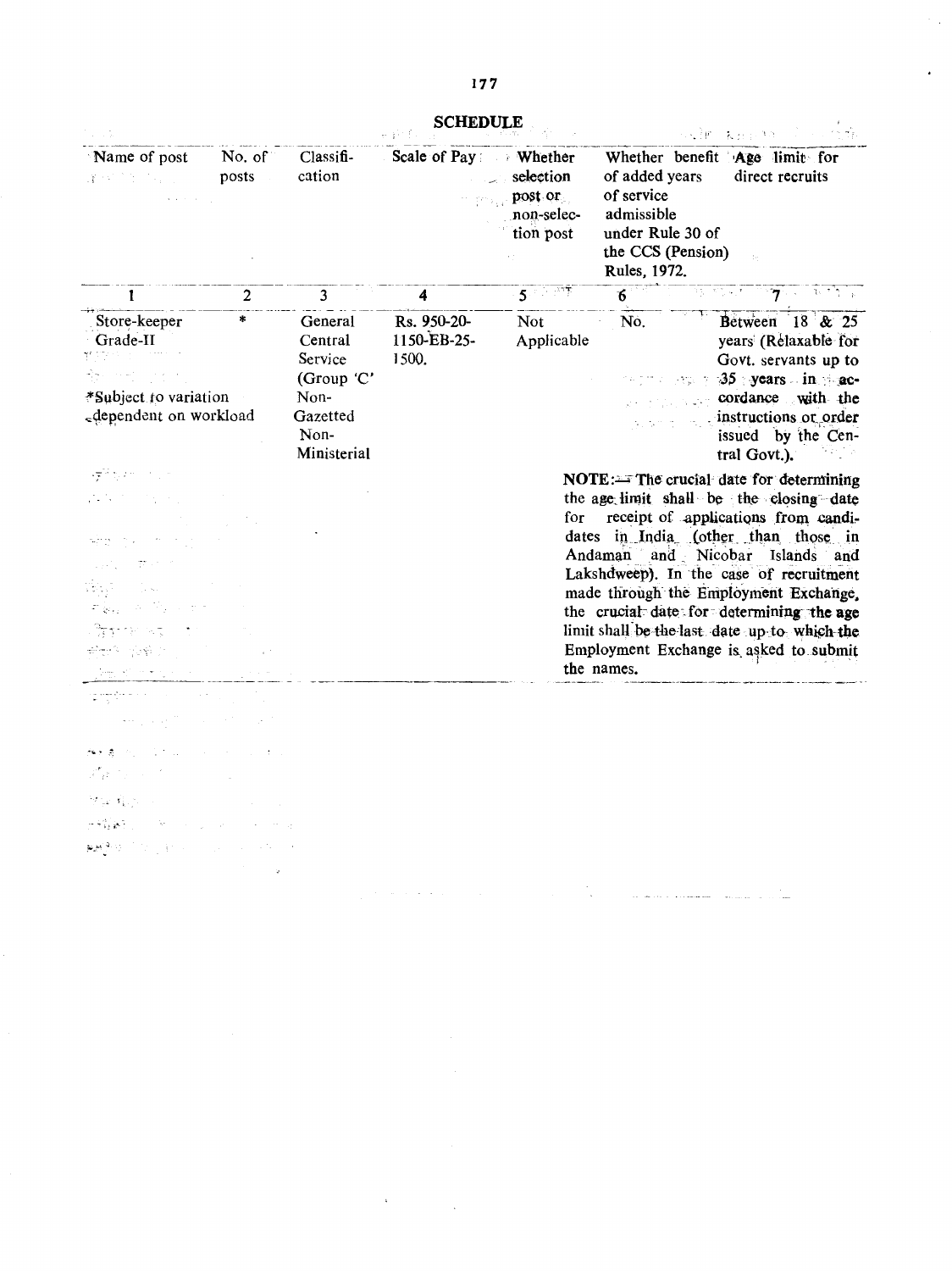## SCHEDULE

| Name of post | No. of posts | Classification | Scale of Pay | Whether selection post or non-selection post | Whether benefit of added years of service admissible under Rule 30 of the CCS (Pension) Rules, 1972. | Age limit for direct recruits |
|---|---|---|---|---|---|---|
| 1 | 2 | 3 | 4 | 5 | 6 | 7 |
| Store-keeper Grade-II<br><br>*Subject to variation dependent on workload | * | General Central Service (Group 'C' Non-Gazetted Non-Ministerial | Rs. 950-20-1150-EB-25-1500. | Not Applicable | No. | Between 18 & 25 years (Relaxable for Govt. servants up to 35 years in accordance with the instructions or order issued by the Central Govt.).<br><br>**NOTE**:—The crucial date for determining the age limit shall be the closing date for receipt of applications from candidates in India (other than those in Andaman and Nicobar Islands and Lakshdweep). In the case of recruitment made through the Employment Exchange, the crucial date for determining the age limit shall be the last date up to which the Employment Exchange is asked to submit the names. |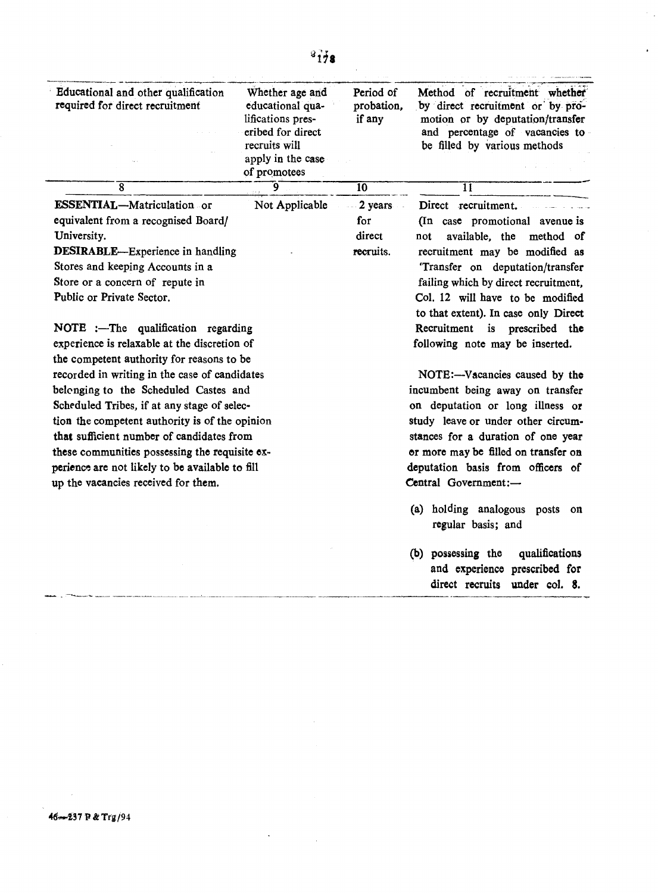| Educational and other qualification required for direct recruitment | Whether age and educational qualifications prescribed for direct recruits will apply in the case of promotees | Period of probation, if any | Method of recruitment whether by direct recruitment or by promotion or by deputation/transfer and percentage of vacancies to be filled by various methods |
|---|---|---|---|
| 8 | 9 | 10 | 11 |
| **ESSENTIAL**—Matriculation or equivalent from a recognised Board/ University.<br>**DESIRABLE**—Experience in handling Stores and keeping Accounts in a Store or a concern of repute in Public or Private Sector.<br><br>NOTE :—The qualification regarding experience is relaxable at the discretion of the competent authority for reasons to be recorded in writing in the case of candidates belonging to the Scheduled Castes and Scheduled Tribes, if at any stage of selection the competent authority is of the opinion that sufficient number of candidates from these communities possessing the requisite experience are not likely to be available to fill up the vacancies received for them. | Not Applicable | 2 years for direct recruits. | Direct recruitment.<br>(In case promotional avenue is not available, the method of recruitment may be modified as 'Transfer on deputation/transfer failing which by direct recruitment, Col. 12 will have to be modified to that extent). In case only Direct Recruitment is prescribed the following note may be inserted.<br><br>NOTE:—Vacancies caused by the incumbent being away on transfer on deputation or long illness or study leave or under other circumstances for a duration of one year or more may be filled on transfer on deputation basis from officers of Central Government:—<br><br>(a) holding analogous posts on regular basis; and<br><br>(b) possessing the qualifications and experience prescribed for direct recruits under col. 8. |

46—237 P & Trg/94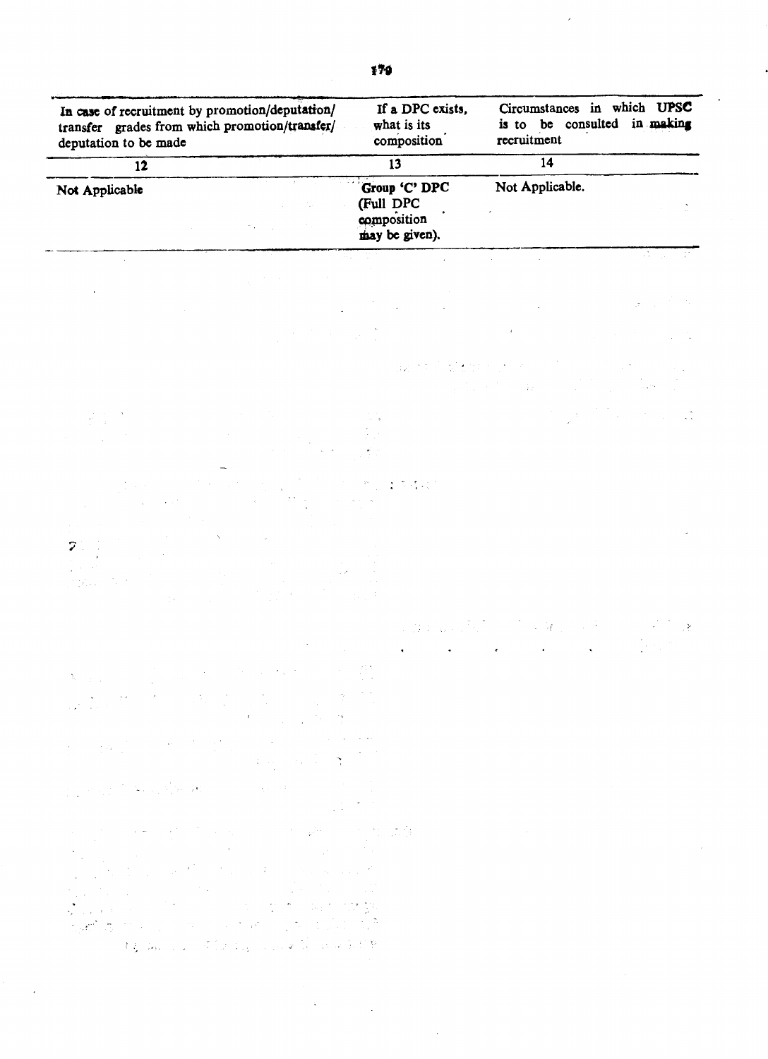| In case of recruitment by promotion/deputation/ transfer grades from which promotion/transfer/ deputation to be made | If a DPC exists, what is its composition | Circumstances in which UPSC is to be consulted in making recruitment |
|---|---|---|
| 12 | 13 | 14 |
| Not Applicable | Group 'C' DPC (Full DPC composition may be given). | Not Applicable. |